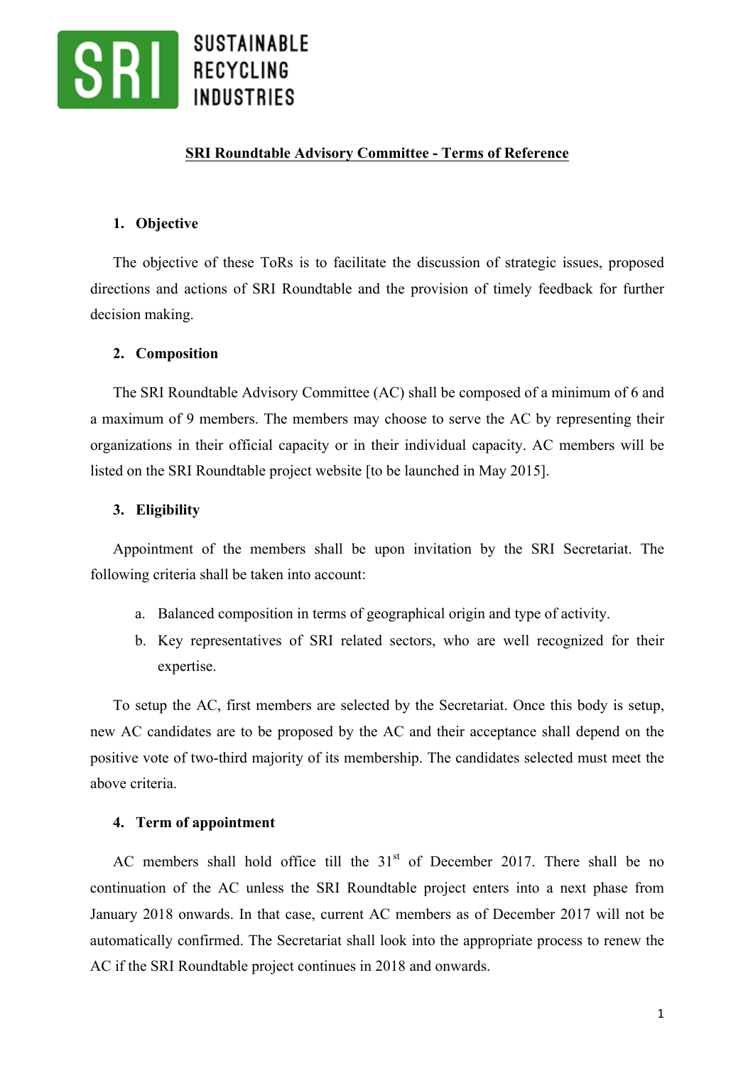SRI SUSTAINABLE RECYCLING INDUSTRIES

# SRI Roundtable Advisory Committee - Terms of Reference

## 1. Objective

The objective of these ToRs is to facilitate the discussion of strategic issues, proposed directions and actions of SRI Roundtable and the provision of timely feedback for further decision making.

## 2. Composition

The SRI Roundtable Advisory Committee (AC) shall be composed of a minimum of 6 and a maximum of 9 members. The members may choose to serve the AC by representing their organizations in their official capacity or in their individual capacity. AC members will be listed on the SRI Roundtable project website [to be launched in May 2015].

## 3. Eligibility

Appointment of the members shall be upon invitation by the SRI Secretariat. The following criteria shall be taken into account:

a. Balanced composition in terms of geographical origin and type of activity.
b. Key representatives of SRI related sectors, who are well recognized for their expertise.

To setup the AC, first members are selected by the Secretariat. Once this body is setup, new AC candidates are to be proposed by the AC and their acceptance shall depend on the positive vote of two-third majority of its membership. The candidates selected must meet the above criteria.

## 4. Term of appointment

AC members shall hold office till the 31st of December 2017. There shall be no continuation of the AC unless the SRI Roundtable project enters into a next phase from January 2018 onwards. In that case, current AC members as of December 2017 will not be automatically confirmed. The Secretariat shall look into the appropriate process to renew the AC if the SRI Roundtable project continues in 2018 and onwards.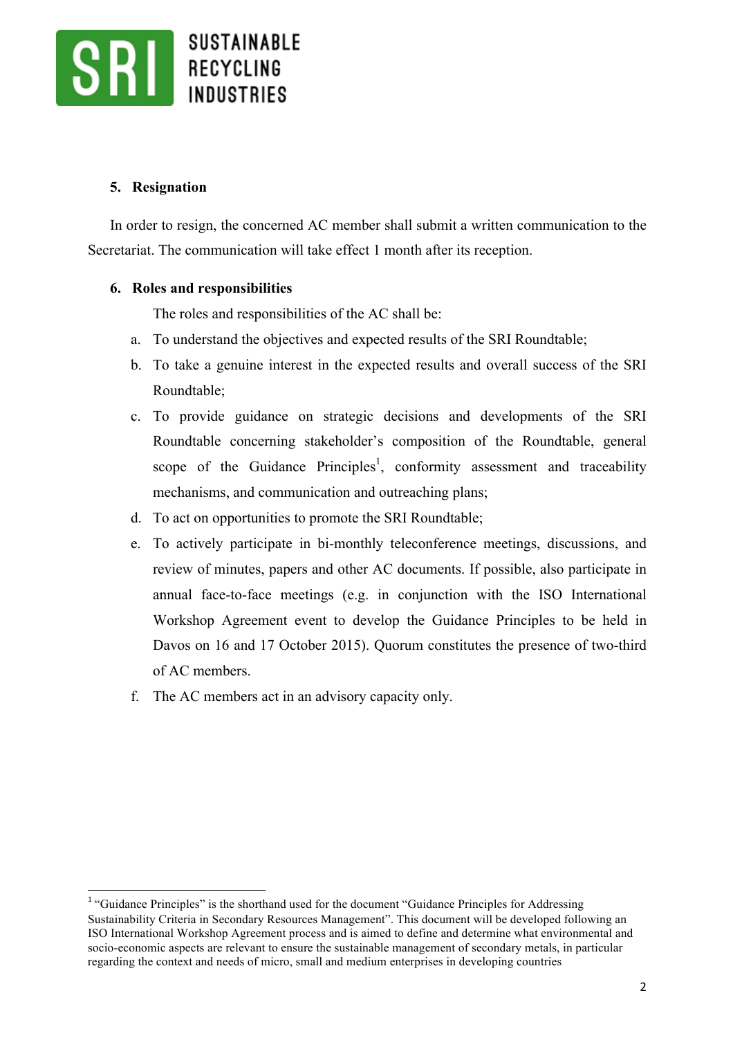## 5. Resignation

In order to resign, the concerned AC member shall submit a written communication to the Secretariat. The communication will take effect 1 month after its reception.

## 6. Roles and responsibilities

The roles and responsibilities of the AC shall be:

a. To understand the objectives and expected results of the SRI Roundtable;

b. To take a genuine interest in the expected results and overall success of the SRI Roundtable;

c. To provide guidance on strategic decisions and developments of the SRI Roundtable concerning stakeholder's composition of the Roundtable, general scope of the Guidance Principles[1], conformity assessment and traceability mechanisms, and communication and outreaching plans;

d. To act on opportunities to promote the SRI Roundtable;

e. To actively participate in bi-monthly teleconference meetings, discussions, and review of minutes, papers and other AC documents. If possible, also participate in annual face-to-face meetings (e.g. in conjunction with the ISO International Workshop Agreement event to develop the Guidance Principles to be held in Davos on 16 and 17 October 2015). Quorum constitutes the presence of two-third of AC members.

f. The AC members act in an advisory capacity only.

---

[1] "Guidance Principles" is the shorthand used for the document "Guidance Principles for Addressing Sustainability Criteria in Secondary Resources Management". This document will be developed following an ISO International Workshop Agreement process and is aimed to define and determine what environmental and socio-economic aspects are relevant to ensure the sustainable management of secondary metals, in particular regarding the context and needs of micro, small and medium enterprises in developing countries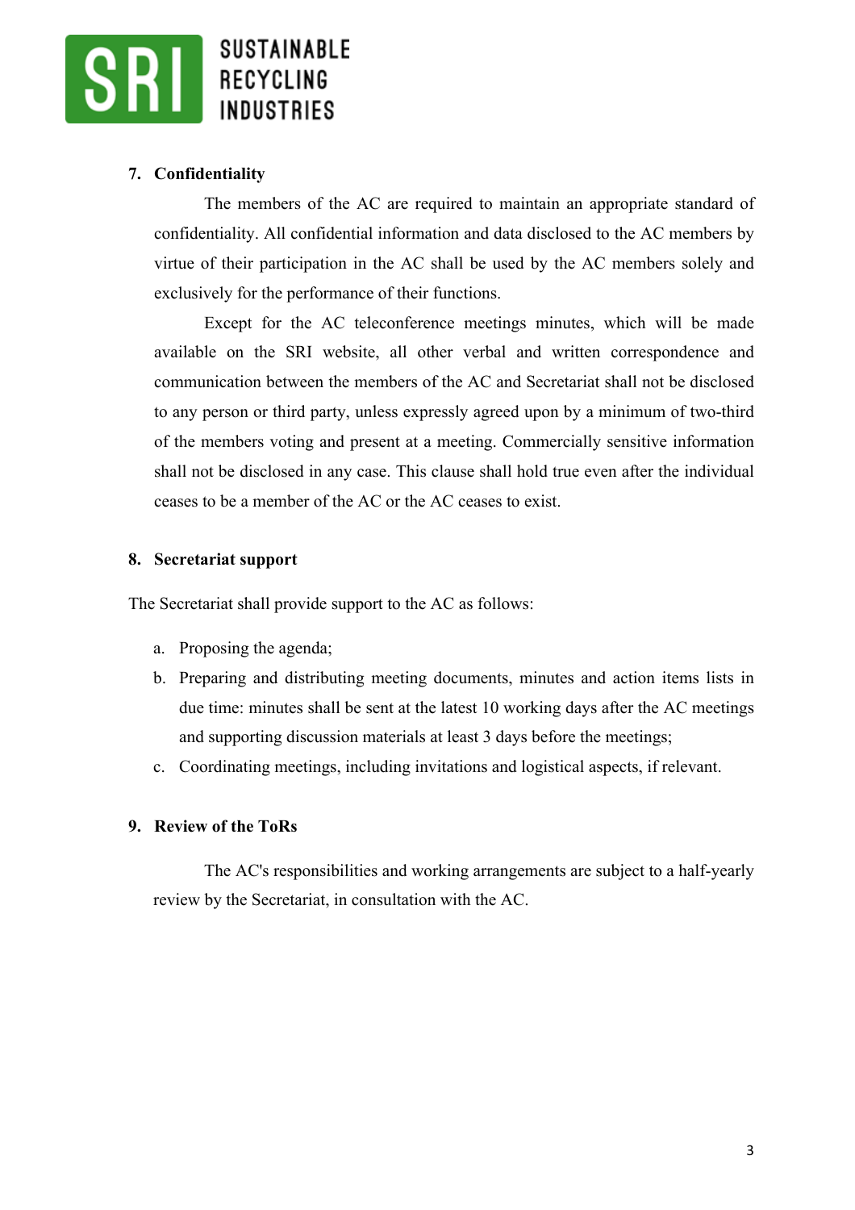## 7. Confidentiality

The members of the AC are required to maintain an appropriate standard of confidentiality. All confidential information and data disclosed to the AC members by virtue of their participation in the AC shall be used by the AC members solely and exclusively for the performance of their functions.

Except for the AC teleconference meetings minutes, which will be made available on the SRI website, all other verbal and written correspondence and communication between the members of the AC and Secretariat shall not be disclosed to any person or third party, unless expressly agreed upon by a minimum of two-third of the members voting and present at a meeting. Commercially sensitive information shall not be disclosed in any case. This clause shall hold true even after the individual ceases to be a member of the AC or the AC ceases to exist.

## 8. Secretariat support

The Secretariat shall provide support to the AC as follows:

a. Proposing the agenda;
b. Preparing and distributing meeting documents, minutes and action items lists in due time: minutes shall be sent at the latest 10 working days after the AC meetings and supporting discussion materials at least 3 days before the meetings;
c. Coordinating meetings, including invitations and logistical aspects, if relevant.

## 9. Review of the ToRs

The AC's responsibilities and working arrangements are subject to a half-yearly review by the Secretariat, in consultation with the AC.